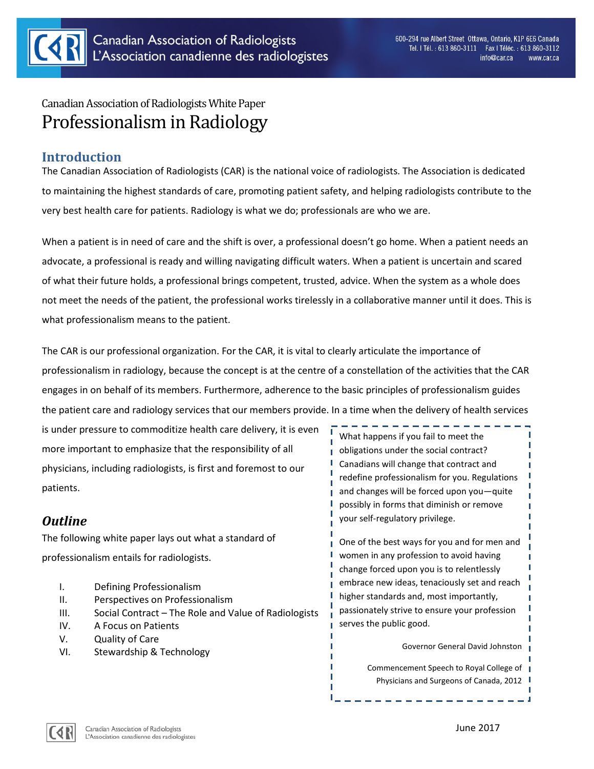Canadian Association of Radiologists White Paper

# Professionalism in Radiology

## Introduction

The Canadian Association of Radiologists (CAR) is the national voice of radiologists. The Association is dedicated to maintaining the highest standards of care, promoting patient safety, and helping radiologists contribute to the very best health care for patients. Radiology is what we do; professionals are who we are.

When a patient is in need of care and the shift is over, a professional doesn't go home. When a patient needs an advocate, a professional is ready and willing navigating difficult waters. When a patient is uncertain and scared of what their future holds, a professional brings competent, trusted, advice. When the system as a whole does not meet the needs of the patient, the professional works tirelessly in a collaborative manner until it does. This is what professionalism means to the patient.

The CAR is our professional organization. For the CAR, it is vital to clearly articulate the importance of professionalism in radiology, because the concept is at the centre of a constellation of the activities that the CAR engages in on behalf of its members. Furthermore, adherence to the basic principles of professionalism guides the patient care and radiology services that our members provide. In a time when the delivery of health services is under pressure to commoditize health care delivery, it is even more important to emphasize that the responsibility of all physicians, including radiologists, is first and foremost to our patients.

> What happens if you fail to meet the obligations under the social contract? Canadians will change that contract and redefine professionalism for you. Regulations and changes will be forced upon you—quite possibly in forms that diminish or remove your self-regulatory privilege.
>
> One of the best ways for you and for men and women in any profession to avoid having change forced upon you is to relentlessly embrace new ideas, tenaciously set and reach higher standards and, most importantly, passionately strive to ensure your profession serves the public good.
>
> Governor General David Johnston
>
> Commencement Speech to Royal College of Physicians and Surgeons of Canada, 2012

### *Outline*

The following white paper lays out what a standard of professionalism entails for radiologists.

I. Defining Professionalism
II. Perspectives on Professionalism
III. Social Contract – The Role and Value of Radiologists
IV. A Focus on Patients
V. Quality of Care
VI. Stewardship & Technology

June 2017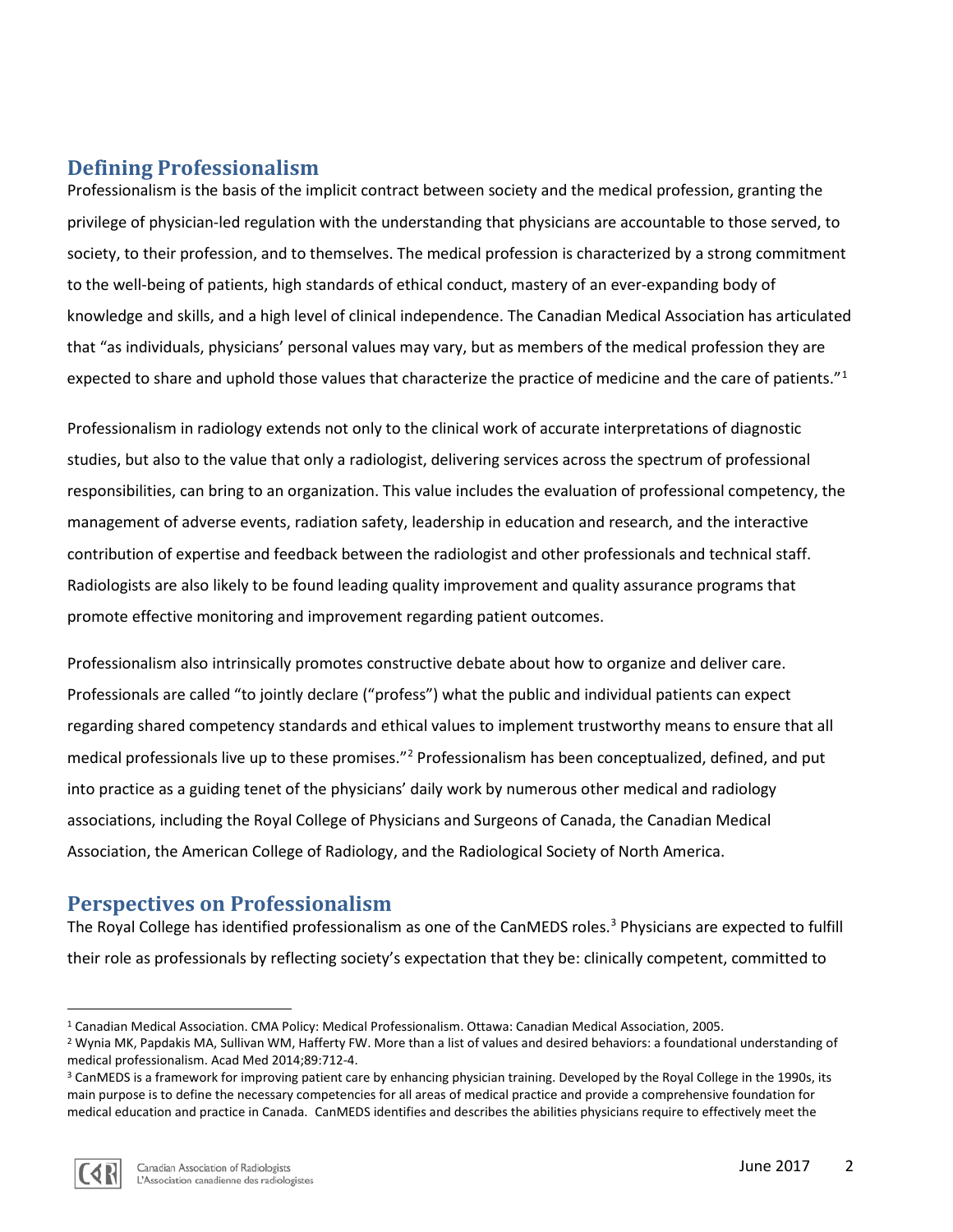## Defining Professionalism

Professionalism is the basis of the implicit contract between society and the medical profession, granting the privilege of physician-led regulation with the understanding that physicians are accountable to those served, to society, to their profession, and to themselves. The medical profession is characterized by a strong commitment to the well-being of patients, high standards of ethical conduct, mastery of an ever-expanding body of knowledge and skills, and a high level of clinical independence. The Canadian Medical Association has articulated that "as individuals, physicians' personal values may vary, but as members of the medical profession they are expected to share and uphold those values that characterize the practice of medicine and the care of patients."[1]

Professionalism in radiology extends not only to the clinical work of accurate interpretations of diagnostic studies, but also to the value that only a radiologist, delivering services across the spectrum of professional responsibilities, can bring to an organization. This value includes the evaluation of professional competency, the management of adverse events, radiation safety, leadership in education and research, and the interactive contribution of expertise and feedback between the radiologist and other professionals and technical staff. Radiologists are also likely to be found leading quality improvement and quality assurance programs that promote effective monitoring and improvement regarding patient outcomes.

Professionalism also intrinsically promotes constructive debate about how to organize and deliver care. Professionals are called "to jointly declare ("profess") what the public and individual patients can expect regarding shared competency standards and ethical values to implement trustworthy means to ensure that all medical professionals live up to these promises."[2] Professionalism has been conceptualized, defined, and put into practice as a guiding tenet of the physicians' daily work by numerous other medical and radiology associations, including the Royal College of Physicians and Surgeons of Canada, the Canadian Medical Association, the American College of Radiology, and the Radiological Society of North America.

## Perspectives on Professionalism

The Royal College has identified professionalism as one of the CanMEDS roles.[3] Physicians are expected to fulfill their role as professionals by reflecting society's expectation that they be: clinically competent, committed to

---

[1] Canadian Medical Association. CMA Policy: Medical Professionalism. Ottawa: Canadian Medical Association, 2005.

[2] Wynia MK, Papdakis MA, Sullivan WM, Hafferty FW. More than a list of values and desired behaviors: a foundational understanding of medical professionalism. Acad Med 2014;89:712-4.

[3] CanMEDS is a framework for improving patient care by enhancing physician training. Developed by the Royal College in the 1990s, its main purpose is to define the necessary competencies for all areas of medical practice and provide a comprehensive foundation for medical education and practice in Canada. CanMEDS identifies and describes the abilities physicians require to effectively meet the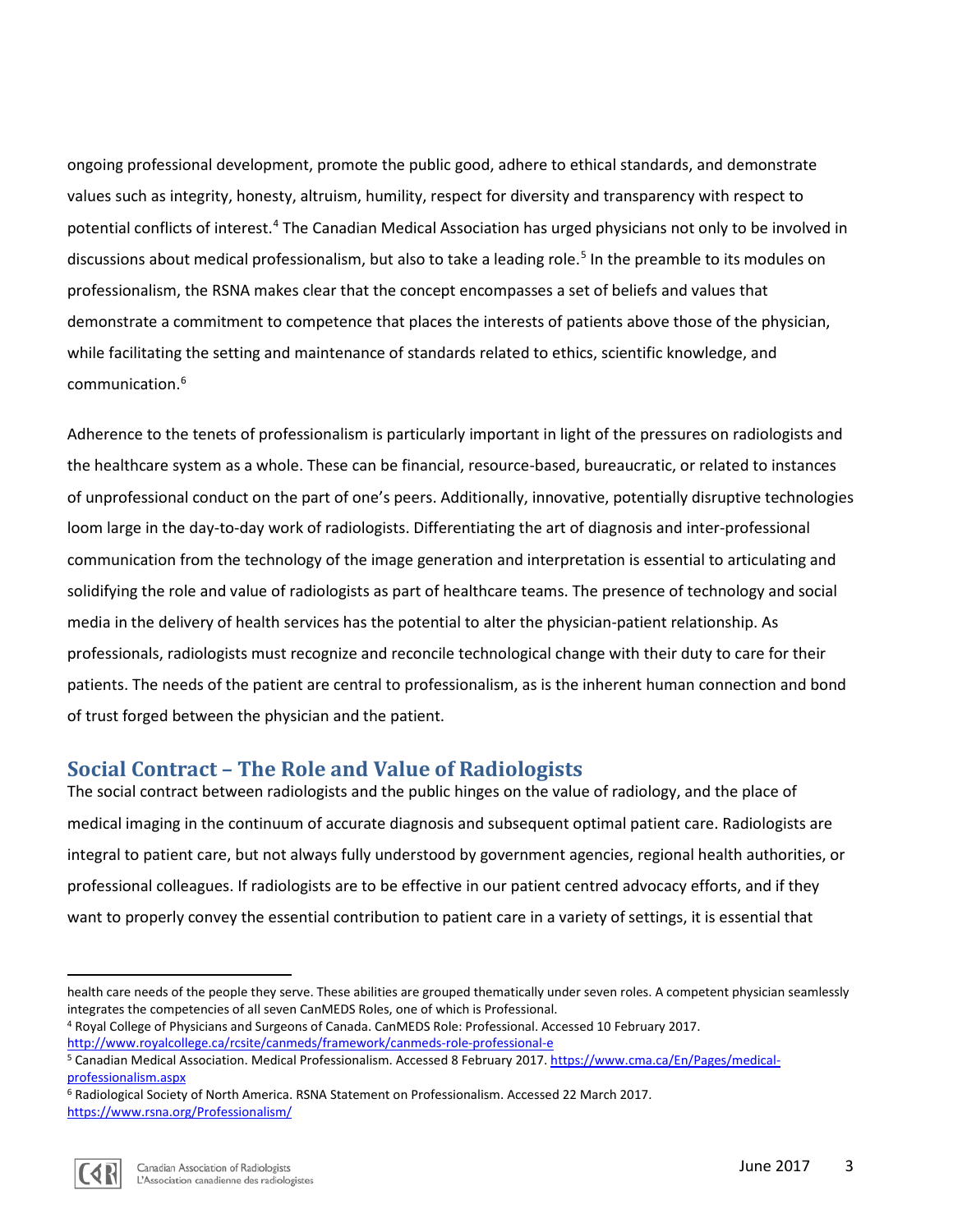ongoing professional development, promote the public good, adhere to ethical standards, and demonstrate values such as integrity, honesty, altruism, humility, respect for diversity and transparency with respect to potential conflicts of interest.[4] The Canadian Medical Association has urged physicians not only to be involved in discussions about medical professionalism, but also to take a leading role.[5] In the preamble to its modules on professionalism, the RSNA makes clear that the concept encompasses a set of beliefs and values that demonstrate a commitment to competence that places the interests of patients above those of the physician, while facilitating the setting and maintenance of standards related to ethics, scientific knowledge, and communication.[6]

Adherence to the tenets of professionalism is particularly important in light of the pressures on radiologists and the healthcare system as a whole. These can be financial, resource-based, bureaucratic, or related to instances of unprofessional conduct on the part of one's peers. Additionally, innovative, potentially disruptive technologies loom large in the day-to-day work of radiologists. Differentiating the art of diagnosis and inter-professional communication from the technology of the image generation and interpretation is essential to articulating and solidifying the role and value of radiologists as part of healthcare teams. The presence of technology and social media in the delivery of health services has the potential to alter the physician-patient relationship. As professionals, radiologists must recognize and reconcile technological change with their duty to care for their patients. The needs of the patient are central to professionalism, as is the inherent human connection and bond of trust forged between the physician and the patient.

## Social Contract – The Role and Value of Radiologists

The social contract between radiologists and the public hinges on the value of radiology, and the place of medical imaging in the continuum of accurate diagnosis and subsequent optimal patient care. Radiologists are integral to patient care, but not always fully understood by government agencies, regional health authorities, or professional colleagues. If radiologists are to be effective in our patient centred advocacy efforts, and if they want to properly convey the essential contribution to patient care in a variety of settings, it is essential that

---

health care needs of the people they serve. These abilities are grouped thematically under seven roles. A competent physician seamlessly integrates the competencies of all seven CanMEDS Roles, one of which is Professional.

[4] Royal College of Physicians and Surgeons of Canada. CanMEDS Role: Professional. Accessed 10 February 2017. http://www.royalcollege.ca/rcsite/canmeds/framework/canmeds-role-professional-e

[5] Canadian Medical Association. Medical Professionalism. Accessed 8 February 2017. https://www.cma.ca/En/Pages/medical-professionalism.aspx

[6] Radiological Society of North America. RSNA Statement on Professionalism. Accessed 22 March 2017. https://www.rsna.org/Professionalism/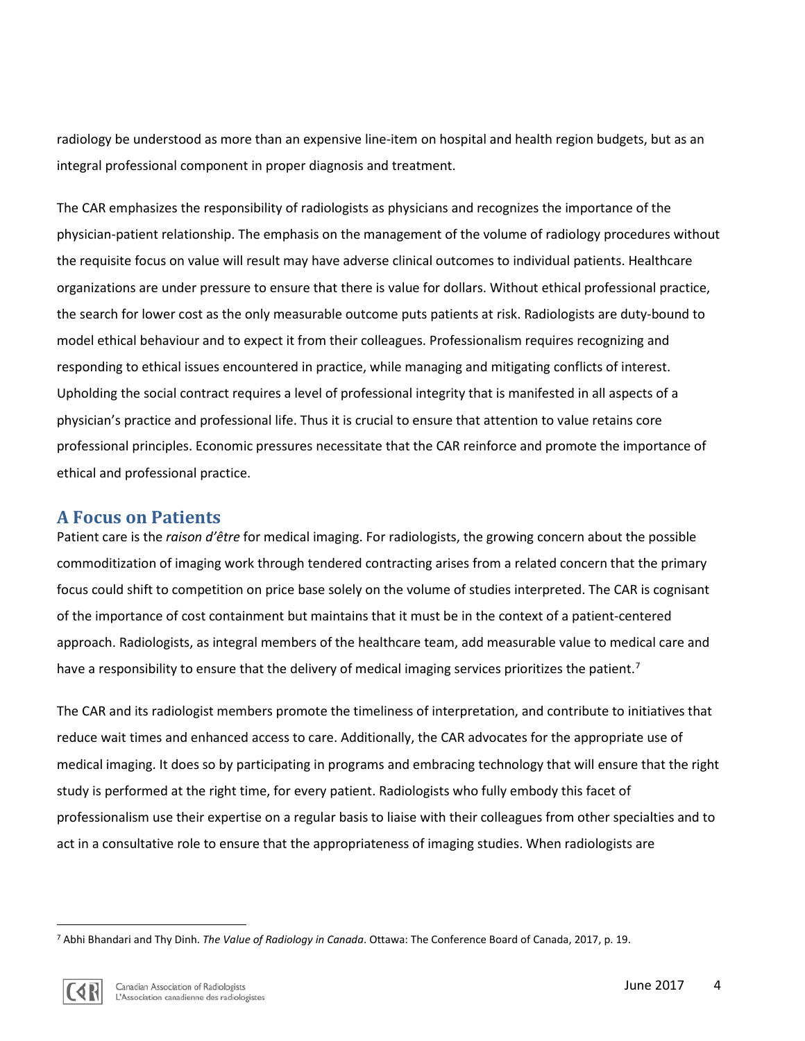radiology be understood as more than an expensive line-item on hospital and health region budgets, but as an integral professional component in proper diagnosis and treatment.

The CAR emphasizes the responsibility of radiologists as physicians and recognizes the importance of the physician-patient relationship. The emphasis on the management of the volume of radiology procedures without the requisite focus on value will result may have adverse clinical outcomes to individual patients. Healthcare organizations are under pressure to ensure that there is value for dollars. Without ethical professional practice, the search for lower cost as the only measurable outcome puts patients at risk. Radiologists are duty-bound to model ethical behaviour and to expect it from their colleagues. Professionalism requires recognizing and responding to ethical issues encountered in practice, while managing and mitigating conflicts of interest. Upholding the social contract requires a level of professional integrity that is manifested in all aspects of a physician's practice and professional life. Thus it is crucial to ensure that attention to value retains core professional principles. Economic pressures necessitate that the CAR reinforce and promote the importance of ethical and professional practice.

## A Focus on Patients

Patient care is the *raison d'être* for medical imaging. For radiologists, the growing concern about the possible commoditization of imaging work through tendered contracting arises from a related concern that the primary focus could shift to competition on price base solely on the volume of studies interpreted. The CAR is cognisant of the importance of cost containment but maintains that it must be in the context of a patient-centered approach. Radiologists, as integral members of the healthcare team, add measurable value to medical care and have a responsibility to ensure that the delivery of medical imaging services prioritizes the patient.[7]

The CAR and its radiologist members promote the timeliness of interpretation, and contribute to initiatives that reduce wait times and enhanced access to care. Additionally, the CAR advocates for the appropriate use of medical imaging. It does so by participating in programs and embracing technology that will ensure that the right study is performed at the right time, for every patient. Radiologists who fully embody this facet of professionalism use their expertise on a regular basis to liaise with their colleagues from other specialties and to act in a consultative role to ensure that the appropriateness of imaging studies. When radiologists are

---

[7] Abhi Bhandari and Thy Dinh. *The Value of Radiology in Canada*. Ottawa: The Conference Board of Canada, 2017, p. 19.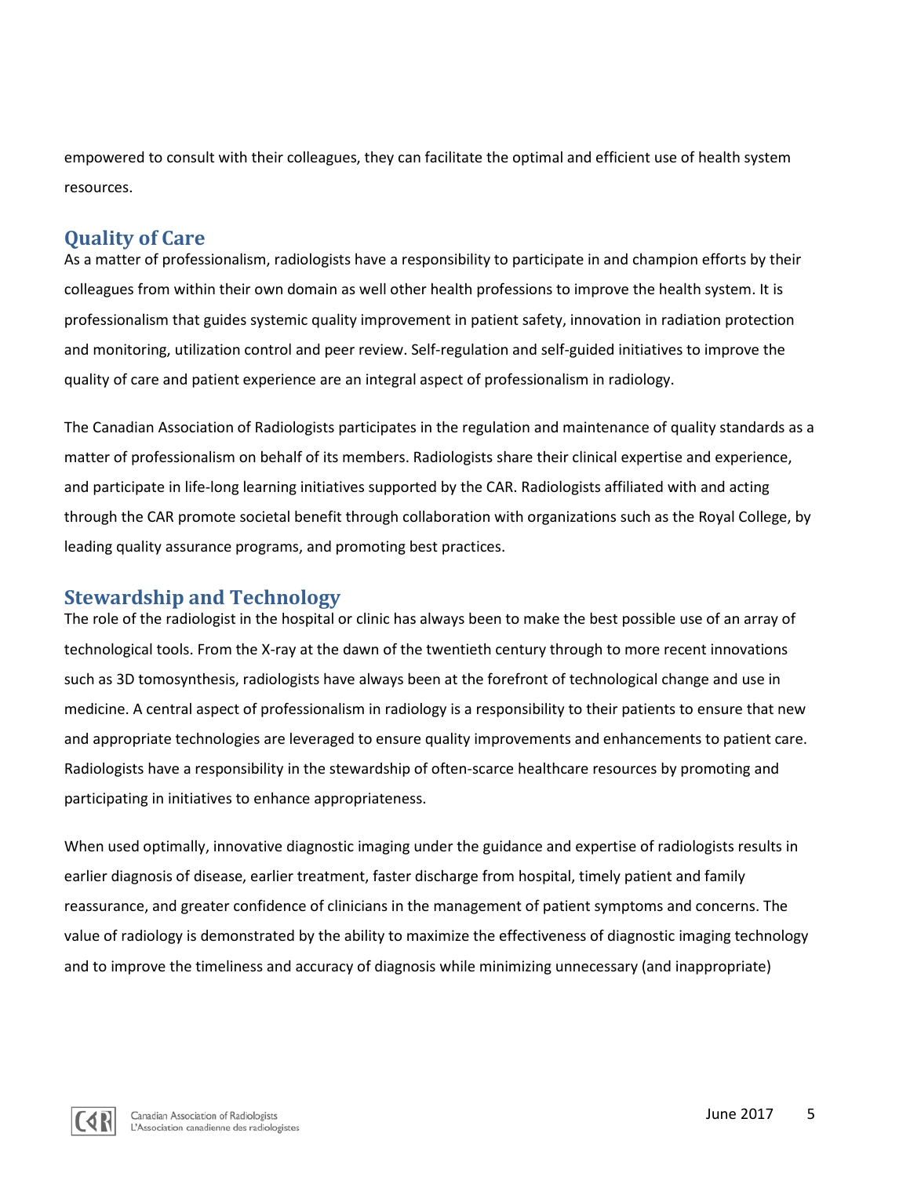empowered to consult with their colleagues, they can facilitate the optimal and efficient use of health system resources.

## Quality of Care

As a matter of professionalism, radiologists have a responsibility to participate in and champion efforts by their colleagues from within their own domain as well other health professions to improve the health system. It is professionalism that guides systemic quality improvement in patient safety, innovation in radiation protection and monitoring, utilization control and peer review. Self-regulation and self-guided initiatives to improve the quality of care and patient experience are an integral aspect of professionalism in radiology.

The Canadian Association of Radiologists participates in the regulation and maintenance of quality standards as a matter of professionalism on behalf of its members. Radiologists share their clinical expertise and experience, and participate in life-long learning initiatives supported by the CAR. Radiologists affiliated with and acting through the CAR promote societal benefit through collaboration with organizations such as the Royal College, by leading quality assurance programs, and promoting best practices.

## Stewardship and Technology

The role of the radiologist in the hospital or clinic has always been to make the best possible use of an array of technological tools. From the X-ray at the dawn of the twentieth century through to more recent innovations such as 3D tomosynthesis, radiologists have always been at the forefront of technological change and use in medicine. A central aspect of professionalism in radiology is a responsibility to their patients to ensure that new and appropriate technologies are leveraged to ensure quality improvements and enhancements to patient care. Radiologists have a responsibility in the stewardship of often-scarce healthcare resources by promoting and participating in initiatives to enhance appropriateness.

When used optimally, innovative diagnostic imaging under the guidance and expertise of radiologists results in earlier diagnosis of disease, earlier treatment, faster discharge from hospital, timely patient and family reassurance, and greater confidence of clinicians in the management of patient symptoms and concerns. The value of radiology is demonstrated by the ability to maximize the effectiveness of diagnostic imaging technology and to improve the timeliness and accuracy of diagnosis while minimizing unnecessary (and inappropriate)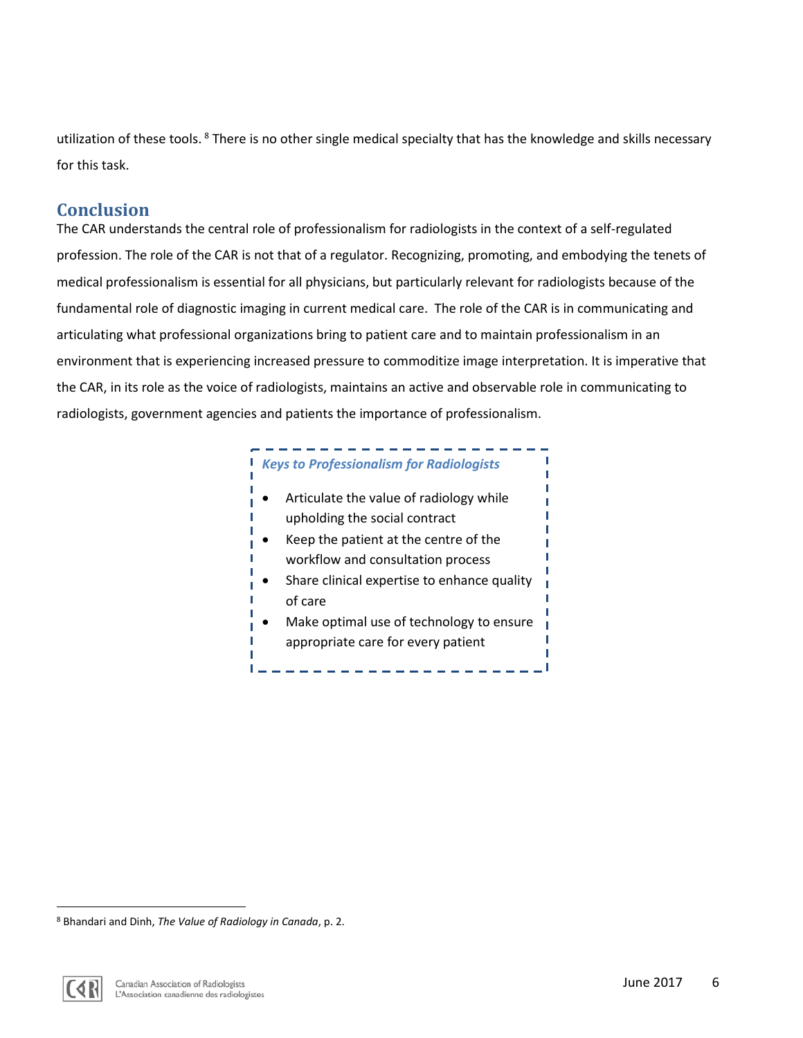utilization of these tools. [8] There is no other single medical specialty that has the knowledge and skills necessary for this task.

## Conclusion

The CAR understands the central role of professionalism for radiologists in the context of a self-regulated profession. The role of the CAR is not that of a regulator. Recognizing, promoting, and embodying the tenets of medical professionalism is essential for all physicians, but particularly relevant for radiologists because of the fundamental role of diagnostic imaging in current medical care. The role of the CAR is in communicating and articulating what professional organizations bring to patient care and to maintain professionalism in an environment that is experiencing increased pressure to commoditize image interpretation. It is imperative that the CAR, in its role as the voice of radiologists, maintains an active and observable role in communicating to radiologists, government agencies and patients the importance of professionalism.

***Keys to Professionalism for Radiologists***

- Articulate the value of radiology while upholding the social contract
- Keep the patient at the centre of the workflow and consultation process
- Share clinical expertise to enhance quality of care
- Make optimal use of technology to ensure appropriate care for every patient

[8] Bhandari and Dinh, *The Value of Radiology in Canada*, p. 2.